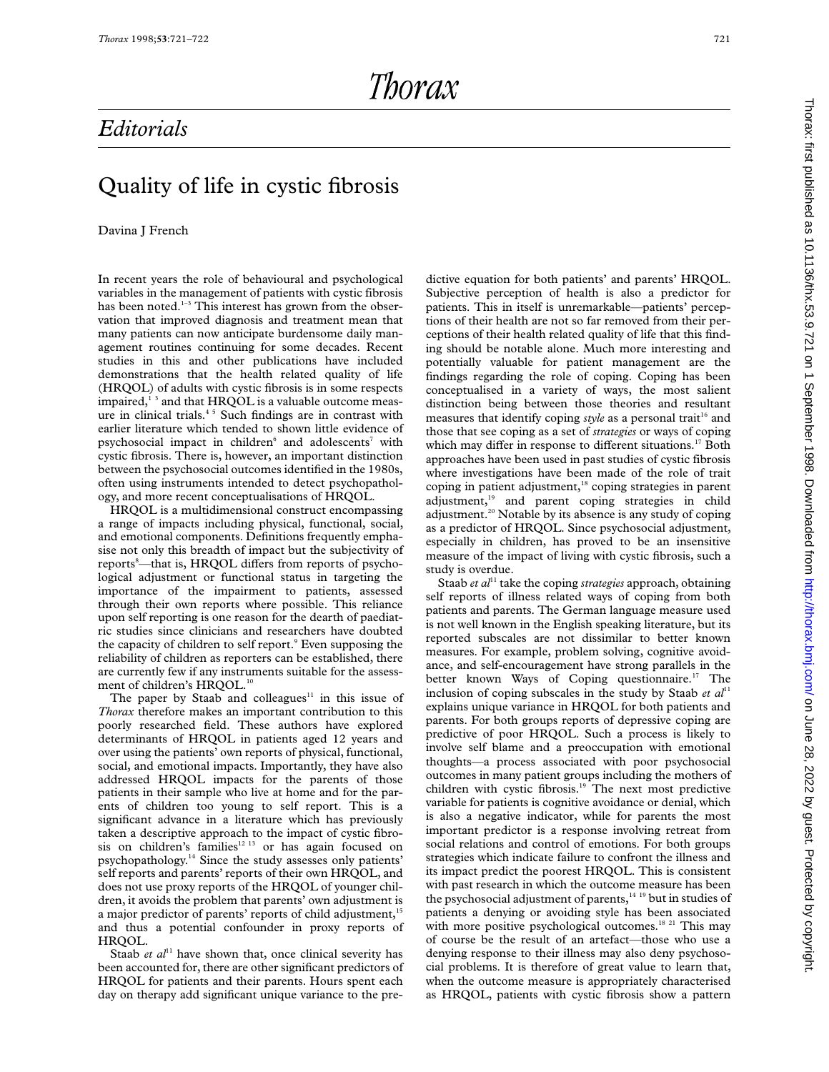# Editorials

## Quality of life in cystic fibrosis

Davina J French

In recent years the role of behavioural and psychological variables in the management of patients with cystic fibrosis has been noted.[1–3] This interest has grown from the observation that improved diagnosis and treatment mean that many patients can now anticipate burdensome daily management routines continuing for some decades. Recent studies in this and other publications have included demonstrations that the health related quality of life (HRQOL) of adults with cystic fibrosis is in some respects impaired,[1 3] and that HRQOL is a valuable outcome measure in clinical trials.[4 5] Such findings are in contrast with earlier literature which tended to shown little evidence of psychosocial impact in children[6] and adolescents[7] with cystic fibrosis. There is, however, an important distinction between the psychosocial outcomes identified in the 1980s, often using instruments intended to detect psychopathology, and more recent conceptualisations of HRQOL.

HRQOL is a multidimensional construct encompassing a range of impacts including physical, functional, social, and emotional components. Definitions frequently emphasise not only this breadth of impact but the subjectivity of reports[8]—that is, HRQOL differs from reports of psychological adjustment or functional status in targeting the importance of the impairment to patients, assessed through their own reports where possible. This reliance upon self reporting is one reason for the dearth of paediatric studies since clinicians and researchers have doubted the capacity of children to self report.[9] Even supposing the reliability of children as reporters can be established, there are currently few if any instruments suitable for the assessment of children's HRQOL.[10]

The paper by Staab and colleagues[11] in this issue of *Thorax* therefore makes an important contribution to this poorly researched field. These authors have explored determinants of HRQOL in patients aged 12 years and over using the patients' own reports of physical, functional, social, and emotional impacts. Importantly, they have also addressed HRQOL impacts for the parents of those patients in their sample who live at home and for the parents of children too young to self report. This is a significant advance in a literature which has previously taken a descriptive approach to the impact of cystic fibrosis on children's families[12 13] or has again focused on psychopathology.[14] Since the study assesses only patients' self reports and parents' reports of their own HRQOL, and does not use proxy reports of the HRQOL of younger children, it avoids the problem that parents' own adjustment is a major predictor of parents' reports of child adjustment,[15] and thus a potential confounder in proxy reports of HRQOL.

Staab *et al*[11] have shown that, once clinical severity has been accounted for, there are other significant predictors of HRQOL for patients and their parents. Hours spent each day on therapy add significant unique variance to the predictive equation for both patients' and parents' HRQOL. Subjective perception of health is also a predictor for patients. This in itself is unremarkable—patients' perceptions of their health are not so far removed from their perceptions of their health related quality of life that this finding should be notable alone. Much more interesting and potentially valuable for patient management are the findings regarding the role of coping. Coping has been conceptualised in a variety of ways, the most salient distinction being between those theories and resultant measures that identify coping *style* as a personal trait[16] and those that see coping as a set of *strategies* or ways of coping which may differ in response to different situations.[17] Both approaches have been used in past studies of cystic fibrosis where investigations have been made of the role of trait coping in patient adjustment,[18] coping strategies in parent adjustment,[19] and parent coping strategies in child adjustment.[20] Notable by its absence is any study of coping as a predictor of HRQOL. Since psychosocial adjustment, especially in children, has proved to be an insensitive measure of the impact of living with cystic fibrosis, such a study is overdue.

Staab *et al*[11] take the coping *strategies* approach, obtaining self reports of illness related ways of coping from both patients and parents. The German language measure used is not well known in the English speaking literature, but its reported subscales are not dissimilar to better known measures. For example, problem solving, cognitive avoidance, and self-encouragement have strong parallels in the better known Ways of Coping questionnaire.[17] The inclusion of coping subscales in the study by Staab *et al*[11] explains unique variance in HRQOL for both patients and parents. For both groups reports of depressive coping are predictive of poor HRQOL. Such a process is likely to involve self blame and a preoccupation with emotional thoughts—a process associated with poor psychosocial outcomes in many patient groups including the mothers of children with cystic fibrosis.[19] The next most predictive variable for patients is cognitive avoidance or denial, which is also a negative indicator, while for parents the most important predictor is a response involving retreat from social relations and control of emotions. For both groups strategies which indicate failure to confront the illness and its impact predict the poorest HRQOL. This is consistent with past research in which the outcome measure has been the psychosocial adjustment of parents,[14 19] but in studies of patients a denying or avoiding style has been associated with more positive psychological outcomes.[18 21] This may of course be the result of an artefact—those who use a denying response to their illness may also deny psychosocial problems. It is therefore of great value to learn that, when the outcome measure is appropriately characterised as HRQOL, patients with cystic fibrosis show a pattern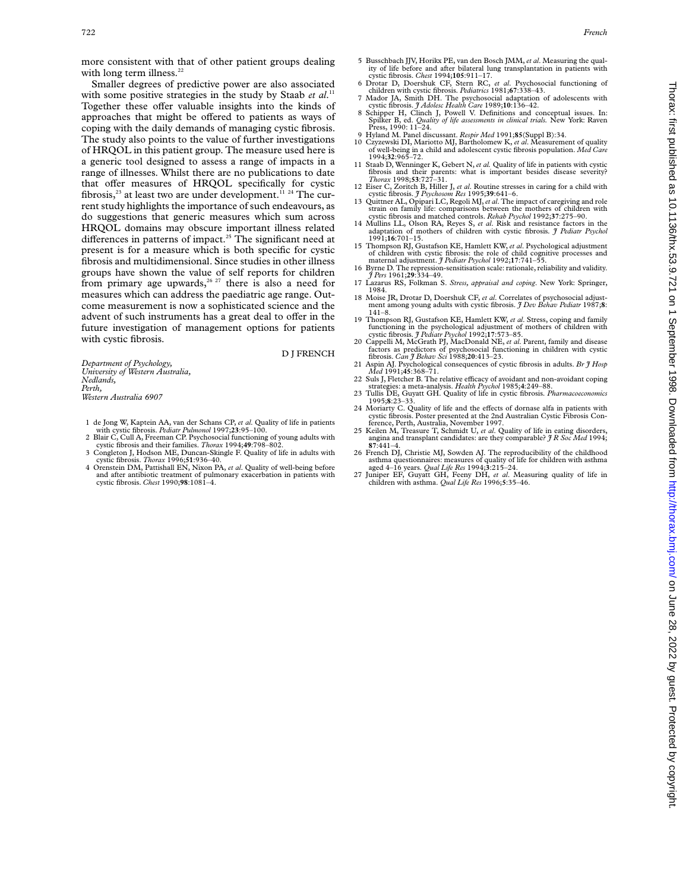more consistent with that of other patient groups dealing with long term illness.[22]

Smaller degrees of predictive power are also associated with some positive strategies in the study by Staab *et al*.[11] Together these offer valuable insights into the kinds of approaches that might be offered to patients as ways of coping with the daily demands of managing cystic fibrosis. The study also points to the value of further investigations of HRQOL in this patient group. The measure used here is a generic tool designed to assess a range of impacts in a range of illnesses. Whilst there are no publications to date that offer measures of HRQOL specifically for cystic fibrosis,[23] at least two are under development.[11 24] The current study highlights the importance of such endeavours, as do suggestions that generic measures which sum across HRQOL domains may obscure important illness related differences in patterns of impact.[25] The significant need at present is for a measure which is both specific for cystic fibrosis and multidimensional. Since studies in other illness groups have shown the value of self reports for children from primary age upwards,[26 27] there is also a need for measures which can address the paediatric age range. Outcome measurement is now a sophisticated science and the advent of such instruments has a great deal to offer in the future investigation of management options for patients with cystic fibrosis.

D J FRENCH

*Department of Psychology,*
*University of Western Australia,*
*Nedlands,*
*Perth,*
*Western Australia 6907*

1 de Jong W, Kaptein AA, van der Schans CP, *et al*. Quality of life in patients with cystic fibrosis. *Pediatr Pulmonol* 1997;**23**:95–100.
2 Blair C, Cull A, Freeman CP. Psychosocial functioning of young adults with cystic fibrosis and their families. *Thorax* 1994;**49**:798–802.
3 Congleton J, Hodson ME, Duncan-Skingle F. Quality of life in adults with cystic fibrosis. *Thorax* 1996;**51**:936–40.
4 Orenstein DM, Pattishall EN, Nixon PA, *et al*. Quality of well-being before and after antibiotic treatment of pulmonary exacerbation in patients with cystic fibrosis. *Chest* 1990;**98**:1081–4.
5 Busschbach JJV, Horikx PE, van den Bosch JMM, *et al*. Measuring the quality of life before and after bilateral lung transplantation in patients with cystic fibrosis. *Chest* 1994;**105**:911–17.
6 Drotar D, Doershuk CF, Stern RC, *et al*. Psychosocial functioning of children with cystic fibrosis. *Pediatrics* 1981;**67**:338–43.
7 Mador JA, Smith DH. The psychosocial adaptation of adolescents with cystic fibrosis. *J Adolesc Health Care* 1989;**10**:136–42.
8 Schipper H, Clinch J, Powell V. Definitions and conceptual issues. In: Spilker B, ed. *Quality of life assessments in clinical trials*. New York: Raven Press, 1990: 11–24.
9 Hyland M. Panel discussant. *Respir Med* 1991;**85**(Suppl B):34.
10 Czyzewski DI, Mariotto MJ, Bartholomew K, *et al*. Measurement of quality of well-being in a child and adolescent cystic fibrosis population. *Med Care* 1994;**32**:965–72.
11 Staab D, Wenninger K, Gebert N, *et al*. Quality of life in patients with cystic fibrosis and their parents: what is important besides disease severity? *Thorax* 1998;**53**:727–31.
12 Eiser C, Zoritch B, Hiller J, *et al*. Routine stresses in caring for a child with cystic fibrosis. *J Psychosom Res* 1995;**39**:641–6.
13 Quittner AL, Opipari LC, Regoli MJ, *et al*. The impact of caregiving and role strain on family life: comparisons between the mothers of children with cystic fibrosis and matched controls. *Rehab Psychol* 1992;**37**:275–90.
14 Mullins LL, Olson RA, Reyes S, *et al*. Risk and resistance factors in the adaptation of mothers of children with cystic fibrosis. *J Pediatr Psychol* 1991;**16**:701–15.
15 Thompson RJ, Gustafson KE, Hamlett KW, *et al*. Psychological adjustment of children with cystic fibrosis: the role of child cognitive processes and maternal adjustment. *J Pediatr Psychol* 1992;**17**:741–55.
16 Byrne D. The repression-sensitisation scale: rationale, reliability and validity. *J Pers* 1961;**29**:334–49.
17 Lazarus RS, Folkman S. *Stress, appraisal and coping*. New York: Springer, 1984.
18 Moise JR, Drotar D, Doershuk CF, *et al*. Correlates of psychosocial adjustment among young adults with cystic fibrosis. *J Dev Behav Pediatr* 1987;**8**: 141–8.
19 Thompson RJ, Gustafson KE, Hamlett KW, *et al*. Stress, coping and family functioning in the psychological adjustment of mothers of children with cystic fibrosis. *J Pediatr Psychol* 1992;**17**:573–85.
20 Cappelli M, McGrath PJ, MacDonald NE, *et al*. Parent, family and disease factors as predictors of psychosocial functioning in children with cystic fibrosis. *Can J Behav Sci* 1988;**20**:413–23.
21 Aspin AJ. Psychological consequences of cystic fibrosis in adults. *Br J Hosp Med* 1991;**45**:368–71.
22 Suls J, Fletcher B. The relative efficacy of avoidant and non-avoidant coping strategies: a meta-analysis. *Health Psychol* 1985;**4**:249–88.
23 Tullis DE, Guyatt GH. Quality of life in cystic fibrosis. *Pharmacoeconomics* 1995;**8**:23–33.
24 Moriarty C. Quality of life and the effects of dornase alfa in patients with cystic fibrosis. Poster presented at the 2nd Australian Cystic Fibrosis Conference, Perth, Australia, November 1997.
25 Keilen M, Treasure T, Schmidt U, *et al*. Quality of life in eating disorders, angina and transplant candidates: are they comparable? *J R Soc Med* 1994; **87**:441–4.
26 French DJ, Christie MJ, Sowden AJ. The reproducibility of the childhood asthma questionnaires: measures of quality of life for children with asthma aged 4–16 years. *Qual Life Res* 1994;**3**:215–24.
27 Juniper EF, Guyatt GH, Feeny DH, *et al*. Measuring quality of life in children with asthma. *Qual Life Res* 1996;**5**:35–46.